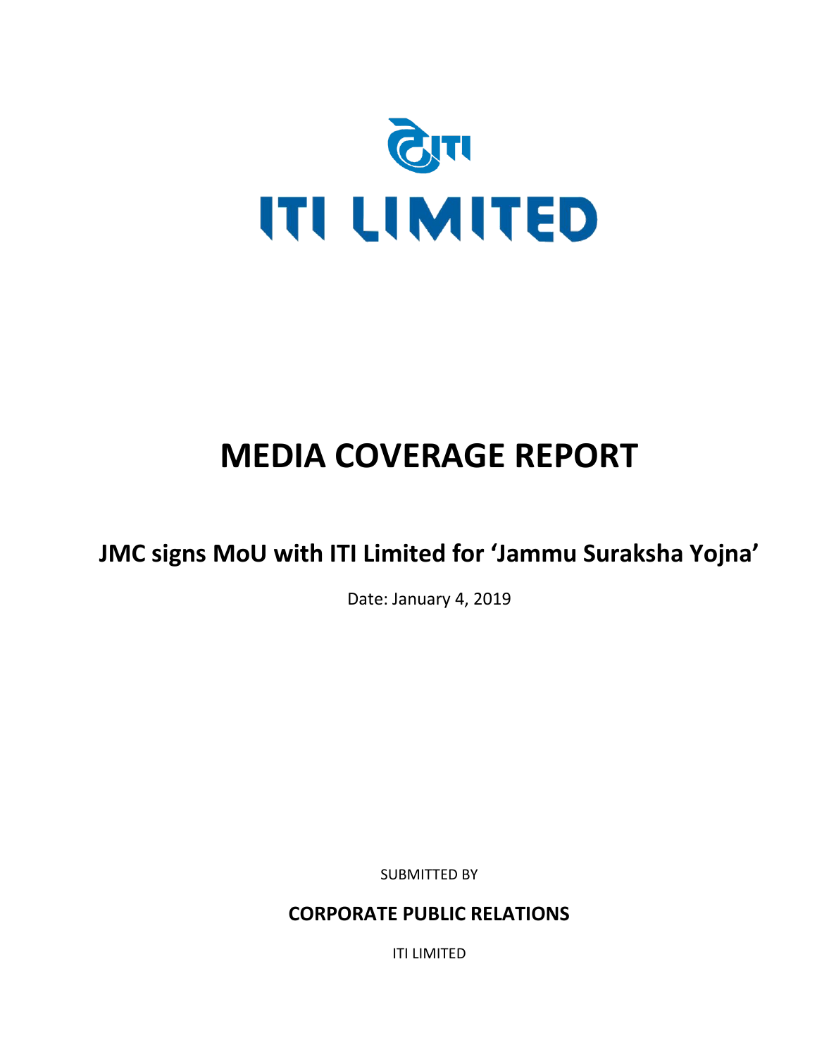ITI LIMITED

# MEDIA COVERAGE REPORT

## JMC signs MoU with ITI Limited for 'Jammu Suraksha Yojna'

Date: January 4, 2019

SUBMITTED BY

**CORPORATE PUBLIC RELATIONS**

ITI LIMITED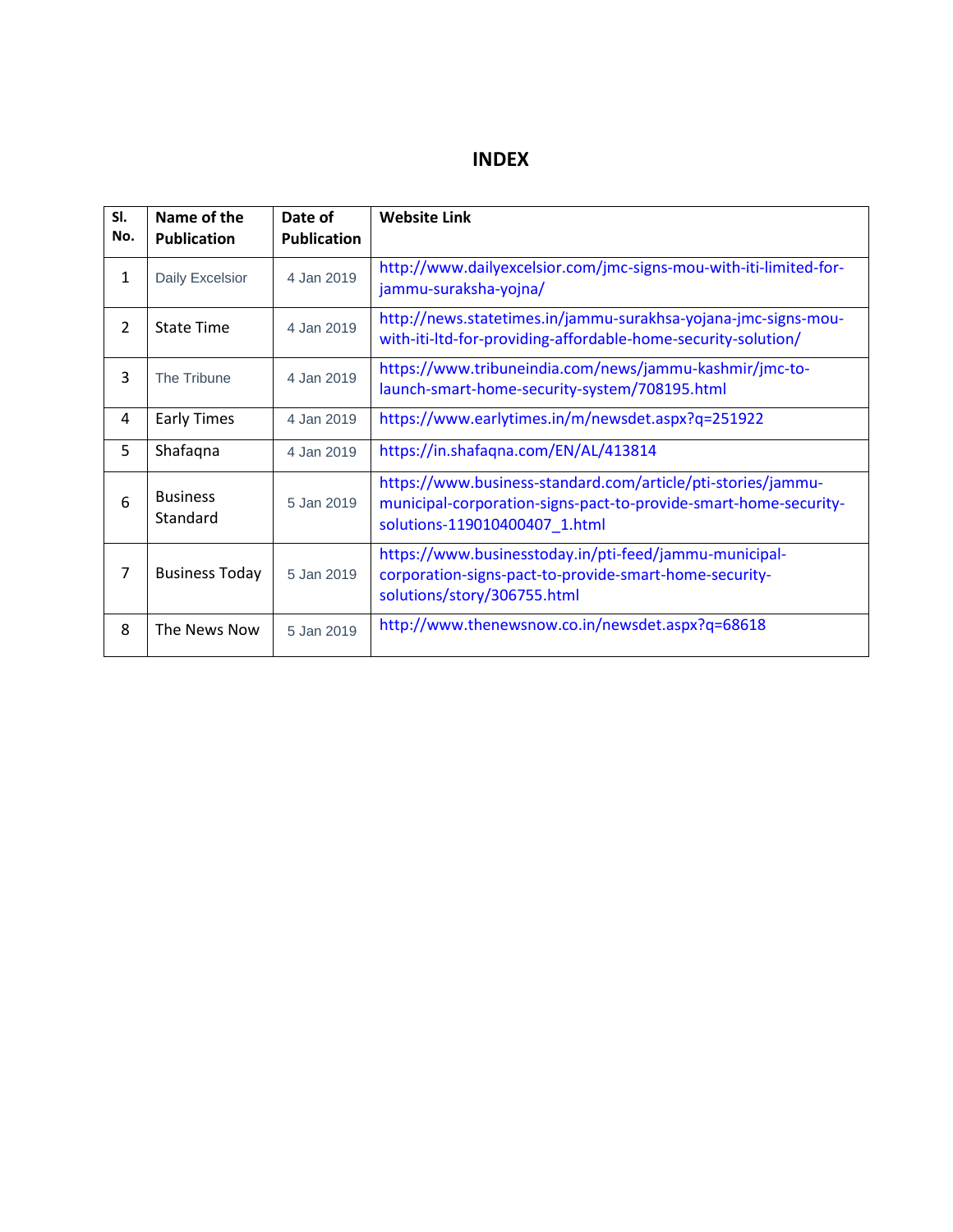# INDEX

| Sl. No. | Name of the Publication | Date of Publication | Website Link |
|---|---|---|---|
| 1 | Daily Excelsior | 4 Jan 2019 | http://www.dailyexcelsior.com/jmc-signs-mou-with-iti-limited-for-jammu-suraksha-yojna/ |
| 2 | State Time | 4 Jan 2019 | http://news.statetimes.in/jammu-surakhsa-yojana-jmc-signs-mou-with-iti-ltd-for-providing-affordable-home-security-solution/ |
| 3 | The Tribune | 4 Jan 2019 | https://www.tribuneindia.com/news/jammu-kashmir/jmc-to-launch-smart-home-security-system/708195.html |
| 4 | Early Times | 4 Jan 2019 | https://www.earlytimes.in/m/newsdet.aspx?q=251922 |
| 5 | Shafaqna | 4 Jan 2019 | https://in.shafaqna.com/EN/AL/413814 |
| 6 | Business Standard | 5 Jan 2019 | https://www.business-standard.com/article/pti-stories/jammu-municipal-corporation-signs-pact-to-provide-smart-home-security-solutions-119010400407_1.html |
| 7 | Business Today | 5 Jan 2019 | https://www.businesstoday.in/pti-feed/jammu-municipal-corporation-signs-pact-to-provide-smart-home-security-solutions/story/306755.html |
| 8 | The News Now | 5 Jan 2019 | http://www.thenewsnow.co.in/newsdet.aspx?q=68618 |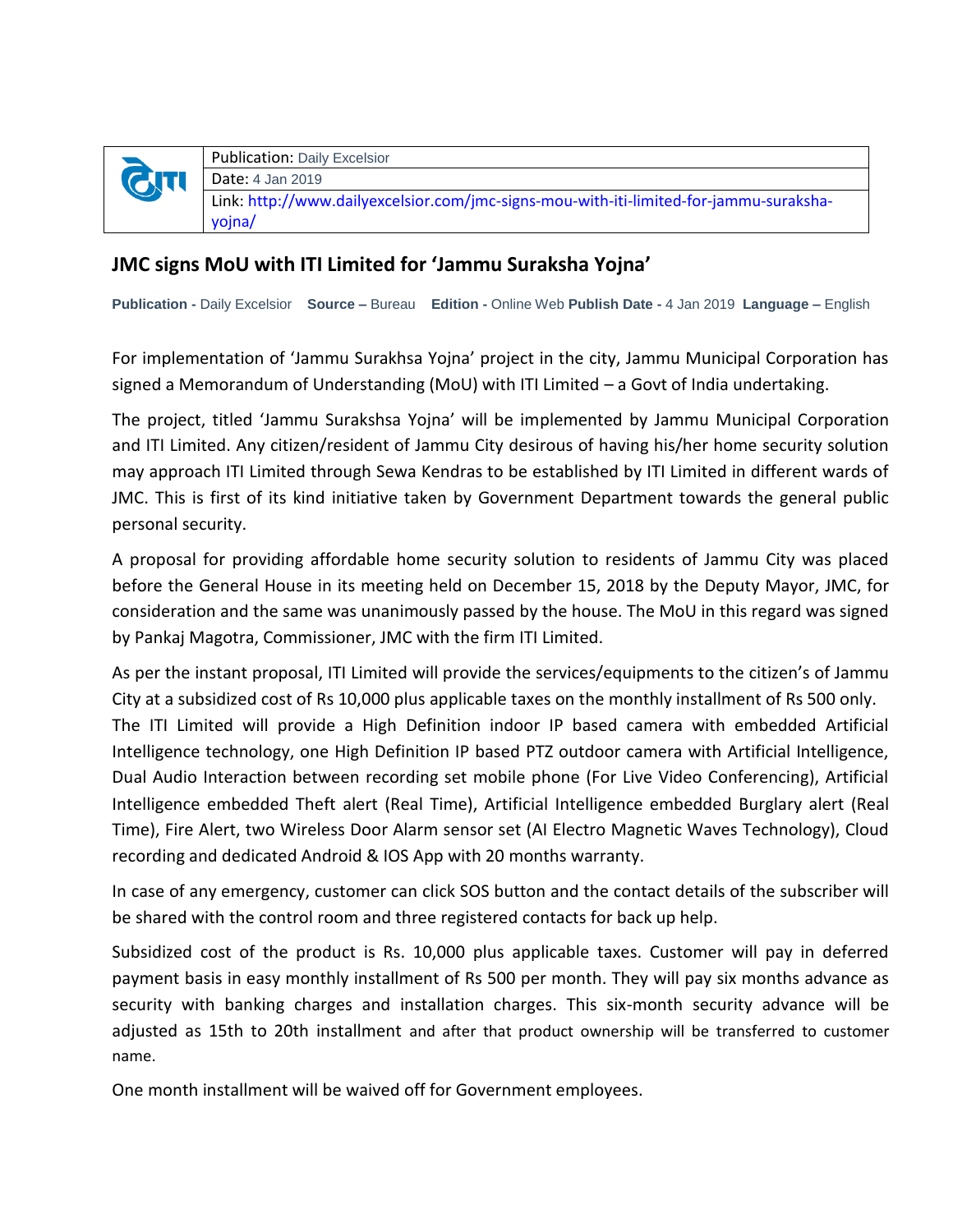| | |
|---|---|
| | Publication: Daily Excelsior |
| | Date: 4 Jan 2019 |
| | Link: http://www.dailyexcelsior.com/jmc-signs-mou-with-iti-limited-for-jammu-suraksha-yojna/ |

## JMC signs MoU with ITI Limited for 'Jammu Suraksha Yojna'

**Publication -** Daily Excelsior **Source –** Bureau **Edition -** Online Web **Publish Date -** 4 Jan 2019 **Language –** English

For implementation of 'Jammu Surakhsa Yojna' project in the city, Jammu Municipal Corporation has signed a Memorandum of Understanding (MoU) with ITI Limited – a Govt of India undertaking.

The project, titled 'Jammu Surakshsa Yojna' will be implemented by Jammu Municipal Corporation and ITI Limited. Any citizen/resident of Jammu City desirous of having his/her home security solution may approach ITI Limited through Sewa Kendras to be established by ITI Limited in different wards of JMC. This is first of its kind initiative taken by Government Department towards the general public personal security.

A proposal for providing affordable home security solution to residents of Jammu City was placed before the General House in its meeting held on December 15, 2018 by the Deputy Mayor, JMC, for consideration and the same was unanimously passed by the house. The MoU in this regard was signed by Pankaj Magotra, Commissioner, JMC with the firm ITI Limited.

As per the instant proposal, ITI Limited will provide the services/equipments to the citizen's of Jammu City at a subsidized cost of Rs 10,000 plus applicable taxes on the monthly installment of Rs 500 only. The ITI Limited will provide a High Definition indoor IP based camera with embedded Artificial Intelligence technology, one High Definition IP based PTZ outdoor camera with Artificial Intelligence, Dual Audio Interaction between recording set mobile phone (For Live Video Conferencing), Artificial Intelligence embedded Theft alert (Real Time), Artificial Intelligence embedded Burglary alert (Real Time), Fire Alert, two Wireless Door Alarm sensor set (AI Electro Magnetic Waves Technology), Cloud recording and dedicated Android & IOS App with 20 months warranty.

In case of any emergency, customer can click SOS button and the contact details of the subscriber will be shared with the control room and three registered contacts for back up help.

Subsidized cost of the product is Rs. 10,000 plus applicable taxes. Customer will pay in deferred payment basis in easy monthly installment of Rs 500 per month. They will pay six months advance as security with banking charges and installation charges. This six-month security advance will be adjusted as 15th to 20th installment and after that product ownership will be transferred to customer name.

One month installment will be waived off for Government employees.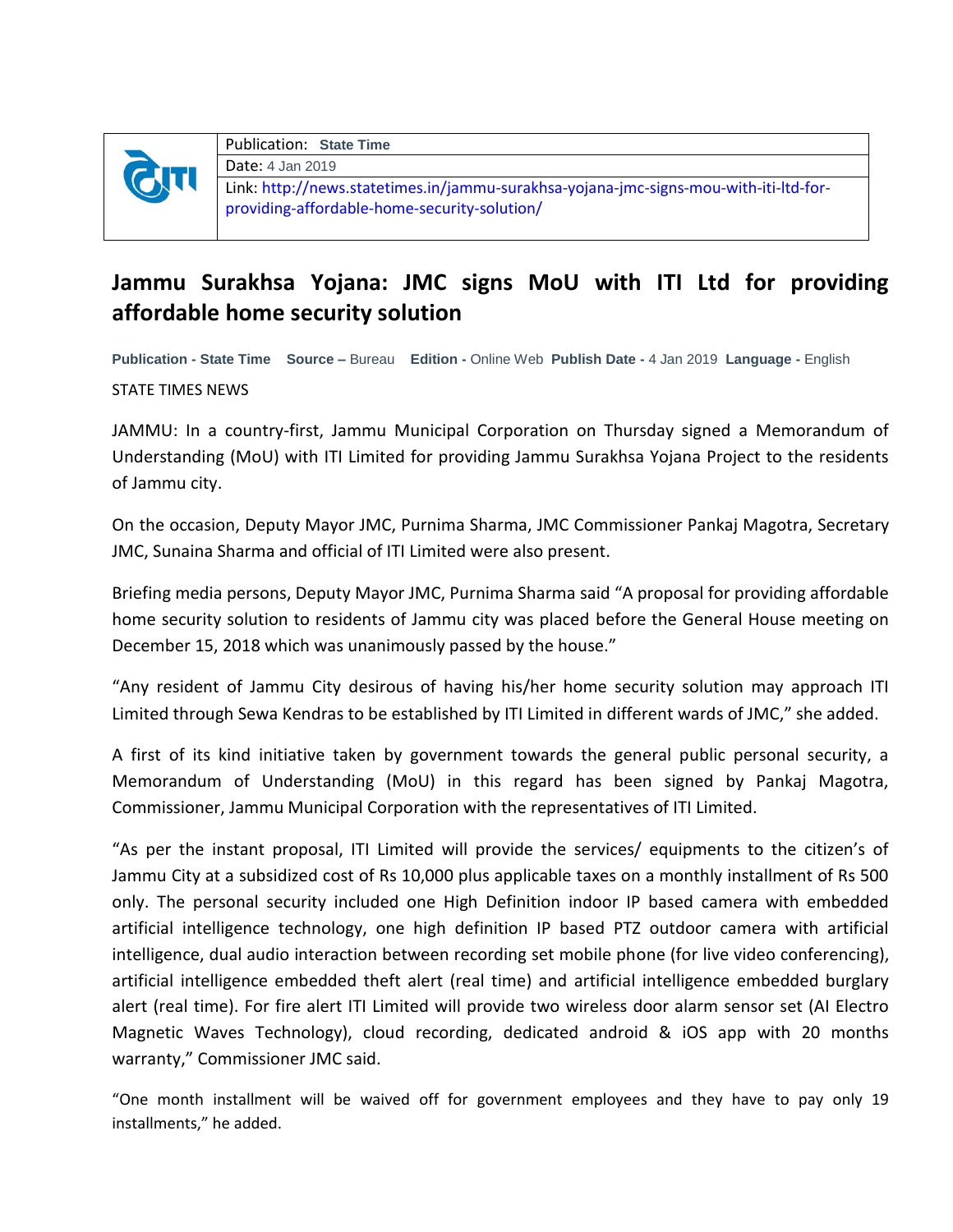| | |
|---|---|
| | Publication: **State Time** |
| | Date: 4 Jan 2019 |
| | Link: http://news.statetimes.in/jammu-surakhsa-yojana-jmc-signs-mou-with-iti-ltd-for-providing-affordable-home-security-solution/ |

# Jammu Surakhsa Yojana: JMC signs MoU with ITI Ltd for providing affordable home security solution

**Publication - State Time** **Source –** Bureau **Edition -** Online Web **Publish Date -** 4 Jan 2019 **Language -** English

STATE TIMES NEWS

JAMMU: In a country-first, Jammu Municipal Corporation on Thursday signed a Memorandum of Understanding (MoU) with ITI Limited for providing Jammu Surakhsa Yojana Project to the residents of Jammu city.

On the occasion, Deputy Mayor JMC, Purnima Sharma, JMC Commissioner Pankaj Magotra, Secretary JMC, Sunaina Sharma and official of ITI Limited were also present.

Briefing media persons, Deputy Mayor JMC, Purnima Sharma said "A proposal for providing affordable home security solution to residents of Jammu city was placed before the General House meeting on December 15, 2018 which was unanimously passed by the house."

"Any resident of Jammu City desirous of having his/her home security solution may approach ITI Limited through Sewa Kendras to be established by ITI Limited in different wards of JMC," she added.

A first of its kind initiative taken by government towards the general public personal security, a Memorandum of Understanding (MoU) in this regard has been signed by Pankaj Magotra, Commissioner, Jammu Municipal Corporation with the representatives of ITI Limited.

"As per the instant proposal, ITI Limited will provide the services/ equipments to the citizen's of Jammu City at a subsidized cost of Rs 10,000 plus applicable taxes on a monthly installment of Rs 500 only. The personal security included one High Definition indoor IP based camera with embedded artificial intelligence technology, one high definition IP based PTZ outdoor camera with artificial intelligence, dual audio interaction between recording set mobile phone (for live video conferencing), artificial intelligence embedded theft alert (real time) and artificial intelligence embedded burglary alert (real time). For fire alert ITI Limited will provide two wireless door alarm sensor set (AI Electro Magnetic Waves Technology), cloud recording, dedicated android & iOS app with 20 months warranty," Commissioner JMC said.

"One month installment will be waived off for government employees and they have to pay only 19 installments," he added.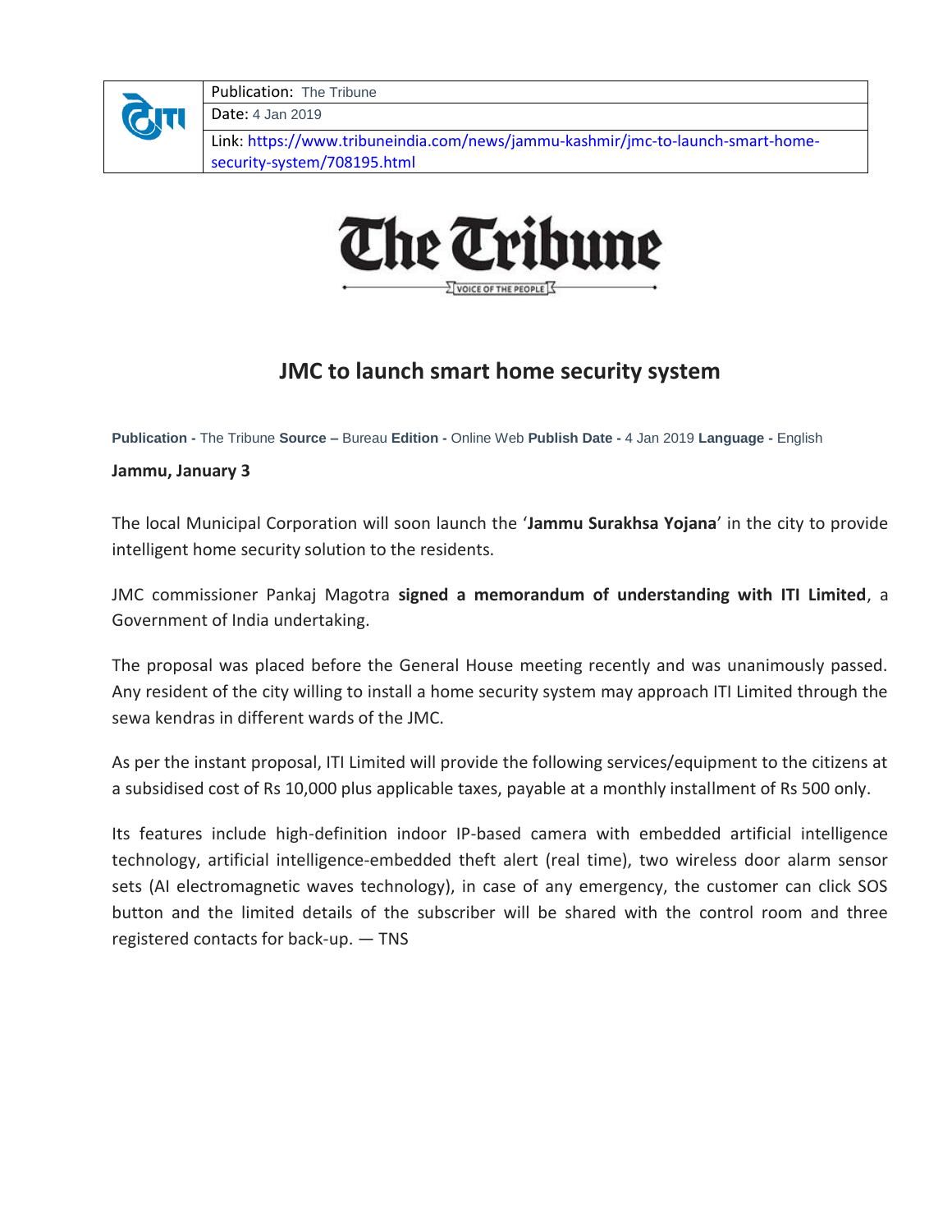| | |
|---|---|
| | Publication: The Tribune |
| | Date: 4 Jan 2019 |
| | Link: https://www.tribuneindia.com/news/jammu-kashmir/jmc-to-launch-smart-home-security-system/708195.html |

The Tribune

VOICE OF THE PEOPLE

## JMC to launch smart home security system

**Publication -** The Tribune **Source –** Bureau **Edition -** Online Web **Publish Date -** 4 Jan 2019 **Language -** English

**Jammu, January 3**

The local Municipal Corporation will soon launch the '**Jammu Surakhsa Yojana**' in the city to provide intelligent home security solution to the residents.

JMC commissioner Pankaj Magotra **signed a memorandum of understanding with ITI Limited**, a Government of India undertaking.

The proposal was placed before the General House meeting recently and was unanimously passed. Any resident of the city willing to install a home security system may approach ITI Limited through the sewa kendras in different wards of the JMC.

As per the instant proposal, ITI Limited will provide the following services/equipment to the citizens at a subsidised cost of Rs 10,000 plus applicable taxes, payable at a monthly installment of Rs 500 only.

Its features include high-definition indoor IP-based camera with embedded artificial intelligence technology, artificial intelligence-embedded theft alert (real time), two wireless door alarm sensor sets (AI electromagnetic waves technology), in case of any emergency, the customer can click SOS button and the limited details of the subscriber will be shared with the control room and three registered contacts for back-up. — TNS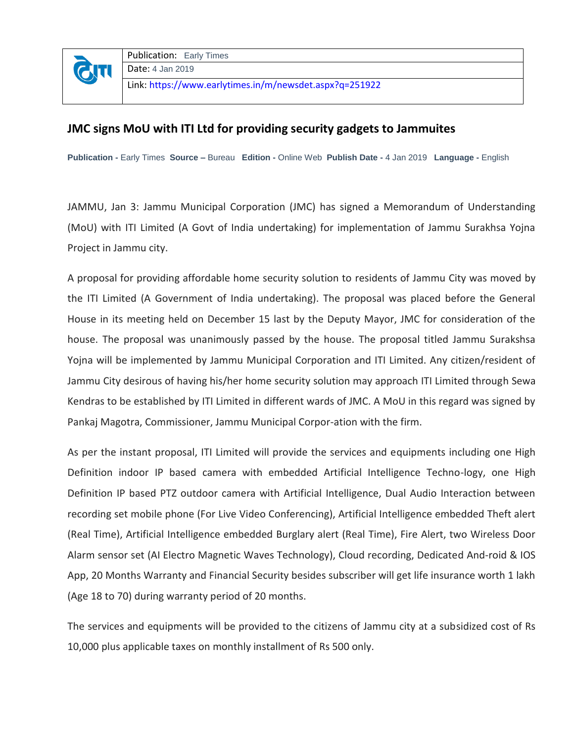| | |
|---|---|
| | Publication: Early Times |
| | Date: 4 Jan 2019 |
| | Link: https://www.earlytimes.in/m/newsdet.aspx?q=251922 |

## JMC signs MoU with ITI Ltd for providing security gadgets to Jammuites

**Publication -** Early Times **Source –** Bureau **Edition -** Online Web **Publish Date -** 4 Jan 2019 **Language -** English

JAMMU, Jan 3: Jammu Municipal Corporation (JMC) has signed a Memorandum of Understanding (MoU) with ITI Limited (A Govt of India undertaking) for implementation of Jammu Surakhsa Yojna Project in Jammu city.

A proposal for providing affordable home security solution to residents of Jammu City was moved by the ITI Limited (A Government of India undertaking). The proposal was placed before the General House in its meeting held on December 15 last by the Deputy Mayor, JMC for consideration of the house. The proposal was unanimously passed by the house. The proposal titled Jammu Surakshsa Yojna will be implemented by Jammu Municipal Corporation and ITI Limited. Any citizen/resident of Jammu City desirous of having his/her home security solution may approach ITI Limited through Sewa Kendras to be established by ITI Limited in different wards of JMC. A MoU in this regard was signed by Pankaj Magotra, Commissioner, Jammu Municipal Corpor-ation with the firm.

As per the instant proposal, ITI Limited will provide the services and equipments including one High Definition indoor IP based camera with embedded Artificial Intelligence Techno-logy, one High Definition IP based PTZ outdoor camera with Artificial Intelligence, Dual Audio Interaction between recording set mobile phone (For Live Video Conferencing), Artificial Intelligence embedded Theft alert (Real Time), Artificial Intelligence embedded Burglary alert (Real Time), Fire Alert, two Wireless Door Alarm sensor set (AI Electro Magnetic Waves Technology), Cloud recording, Dedicated And-roid & IOS App, 20 Months Warranty and Financial Security besides subscriber will get life insurance worth 1 lakh (Age 18 to 70) during warranty period of 20 months.

The services and equipments will be provided to the citizens of Jammu city at a subsidized cost of Rs 10,000 plus applicable taxes on monthly installment of Rs 500 only.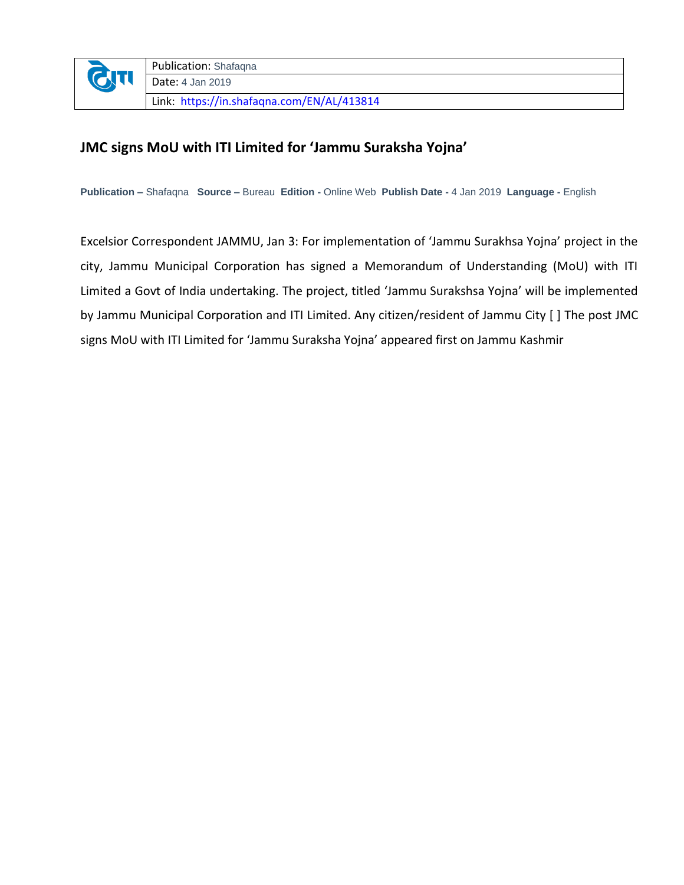| | |
|---|---|
| | Publication: Shafaqna |
| | Date: 4 Jan 2019 |
| | Link: https://in.shafaqna.com/EN/AL/413814 |

## JMC signs MoU with ITI Limited for 'Jammu Suraksha Yojna'

**Publication –** Shafaqna **Source –** Bureau **Edition -** Online Web **Publish Date -** 4 Jan 2019 **Language -** English

Excelsior Correspondent JAMMU, Jan 3: For implementation of 'Jammu Surakhsa Yojna' project in the city, Jammu Municipal Corporation has signed a Memorandum of Understanding (MoU) with ITI Limited a Govt of India undertaking. The project, titled 'Jammu Surakshsa Yojna' will be implemented by Jammu Municipal Corporation and ITI Limited. Any citizen/resident of Jammu City [ ] The post JMC signs MoU with ITI Limited for 'Jammu Suraksha Yojna' appeared first on Jammu Kashmir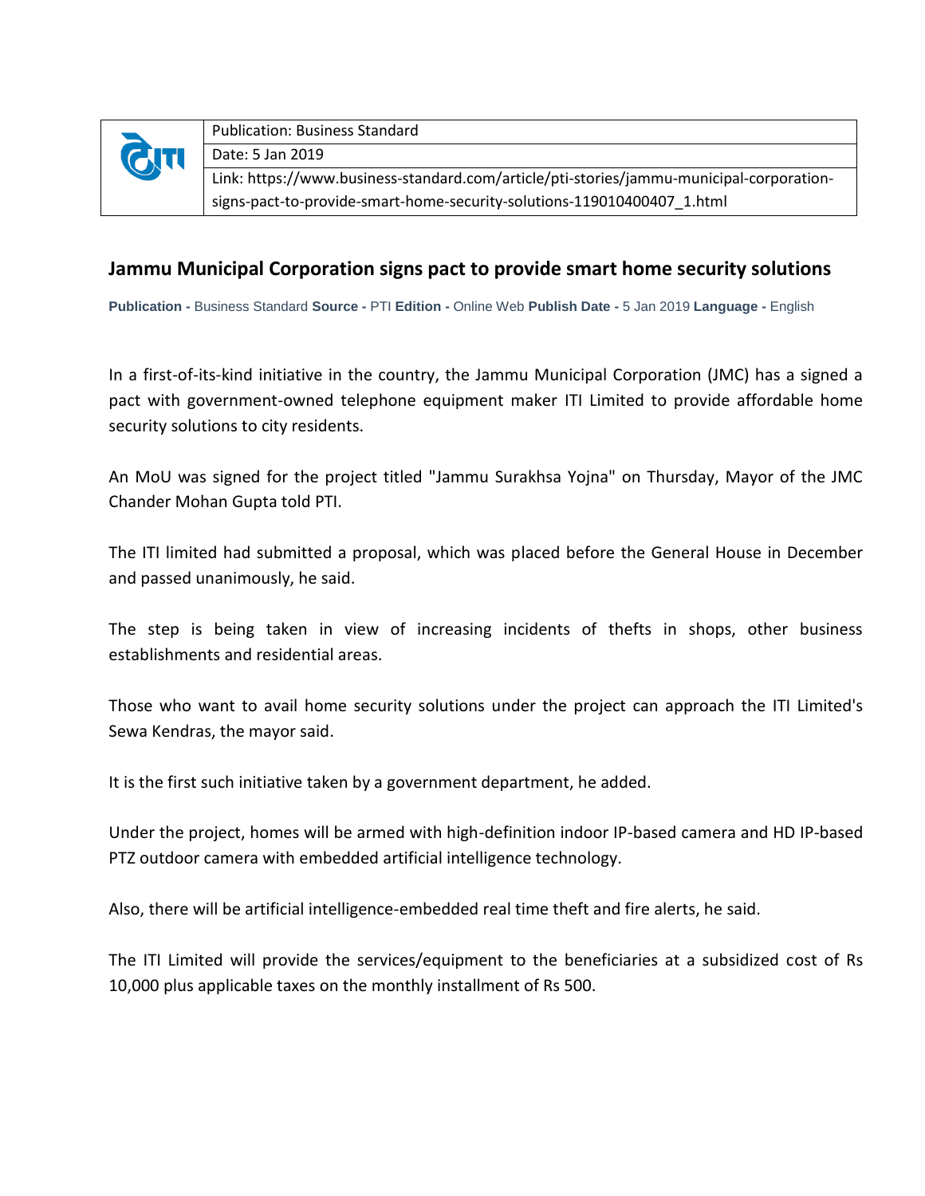| | |
|---|---|
| | Publication: Business Standard |
| | Date: 5 Jan 2019 |
| | Link: https://www.business-standard.com/article/pti-stories/jammu-municipal-corporation-signs-pact-to-provide-smart-home-security-solutions-119010400407_1.html |

## Jammu Municipal Corporation signs pact to provide smart home security solutions

**Publication -** Business Standard **Source -** PTI **Edition -** Online Web **Publish Date -** 5 Jan 2019 **Language -** English

In a first-of-its-kind initiative in the country, the Jammu Municipal Corporation (JMC) has a signed a pact with government-owned telephone equipment maker ITI Limited to provide affordable home security solutions to city residents.

An MoU was signed for the project titled "Jammu Surakhsa Yojna" on Thursday, Mayor of the JMC Chander Mohan Gupta told PTI.

The ITI limited had submitted a proposal, which was placed before the General House in December and passed unanimously, he said.

The step is being taken in view of increasing incidents of thefts in shops, other business establishments and residential areas.

Those who want to avail home security solutions under the project can approach the ITI Limited's Sewa Kendras, the mayor said.

It is the first such initiative taken by a government department, he added.

Under the project, homes will be armed with high-definition indoor IP-based camera and HD IP-based PTZ outdoor camera with embedded artificial intelligence technology.

Also, there will be artificial intelligence-embedded real time theft and fire alerts, he said.

The ITI Limited will provide the services/equipment to the beneficiaries at a subsidized cost of Rs 10,000 plus applicable taxes on the monthly installment of Rs 500.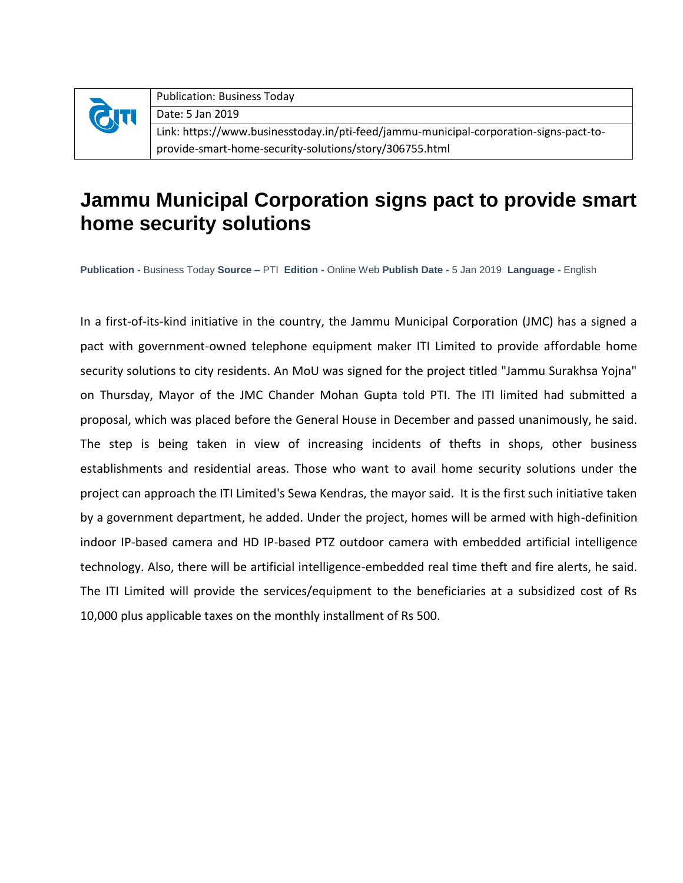| | |
|---|---|
| | Publication: Business Today |
| | Date: 5 Jan 2019 |
| | Link: https://www.businesstoday.in/pti-feed/jammu-municipal-corporation-signs-pact-to-provide-smart-home-security-solutions/story/306755.html |

# Jammu Municipal Corporation signs pact to provide smart home security solutions

**Publication -** Business Today **Source –** PTI **Edition -** Online Web **Publish Date -** 5 Jan 2019 **Language -** English

In a first-of-its-kind initiative in the country, the Jammu Municipal Corporation (JMC) has a signed a pact with government-owned telephone equipment maker ITI Limited to provide affordable home security solutions to city residents. An MoU was signed for the project titled "Jammu Surakhsa Yojna" on Thursday, Mayor of the JMC Chander Mohan Gupta told PTI. The ITI limited had submitted a proposal, which was placed before the General House in December and passed unanimously, he said. The step is being taken in view of increasing incidents of thefts in shops, other business establishments and residential areas. Those who want to avail home security solutions under the project can approach the ITI Limited's Sewa Kendras, the mayor said. It is the first such initiative taken by a government department, he added. Under the project, homes will be armed with high-definition indoor IP-based camera and HD IP-based PTZ outdoor camera with embedded artificial intelligence technology. Also, there will be artificial intelligence-embedded real time theft and fire alerts, he said. The ITI Limited will provide the services/equipment to the beneficiaries at a subsidized cost of Rs 10,000 plus applicable taxes on the monthly installment of Rs 500.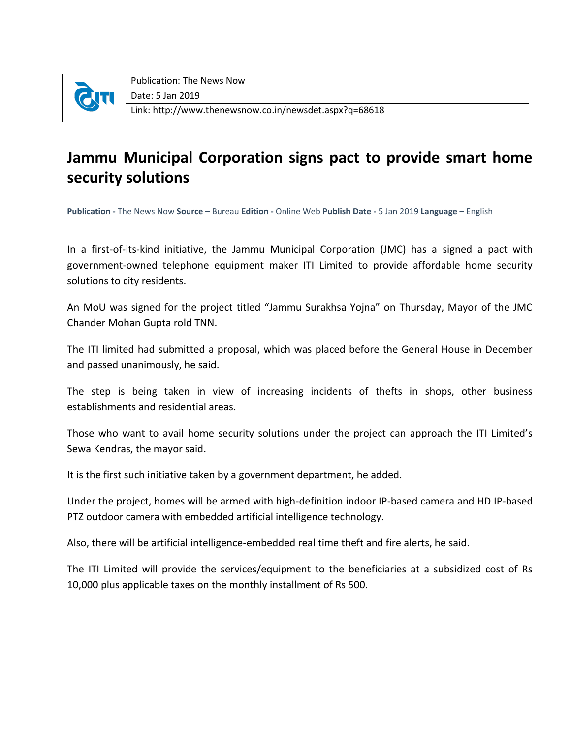| | |
|---|---|
| | Publication: The News Now |
| | Date: 5 Jan 2019 |
| | Link: http://www.thenewsnow.co.in/newsdet.aspx?q=68618 |

# Jammu Municipal Corporation signs pact to provide smart home security solutions

**Publication -** The News Now **Source –** Bureau **Edition -** Online Web **Publish Date -** 5 Jan 2019 **Language –** English

In a first-of-its-kind initiative, the Jammu Municipal Corporation (JMC) has a signed a pact with government-owned telephone equipment maker ITI Limited to provide affordable home security solutions to city residents.

An MoU was signed for the project titled "Jammu Surakhsa Yojna" on Thursday, Mayor of the JMC Chander Mohan Gupta rold TNN.

The ITI limited had submitted a proposal, which was placed before the General House in December and passed unanimously, he said.

The step is being taken in view of increasing incidents of thefts in shops, other business establishments and residential areas.

Those who want to avail home security solutions under the project can approach the ITI Limited's Sewa Kendras, the mayor said.

It is the first such initiative taken by a government department, he added.

Under the project, homes will be armed with high-definition indoor IP-based camera and HD IP-based PTZ outdoor camera with embedded artificial intelligence technology.

Also, there will be artificial intelligence-embedded real time theft and fire alerts, he said.

The ITI Limited will provide the services/equipment to the beneficiaries at a subsidized cost of Rs 10,000 plus applicable taxes on the monthly installment of Rs 500.